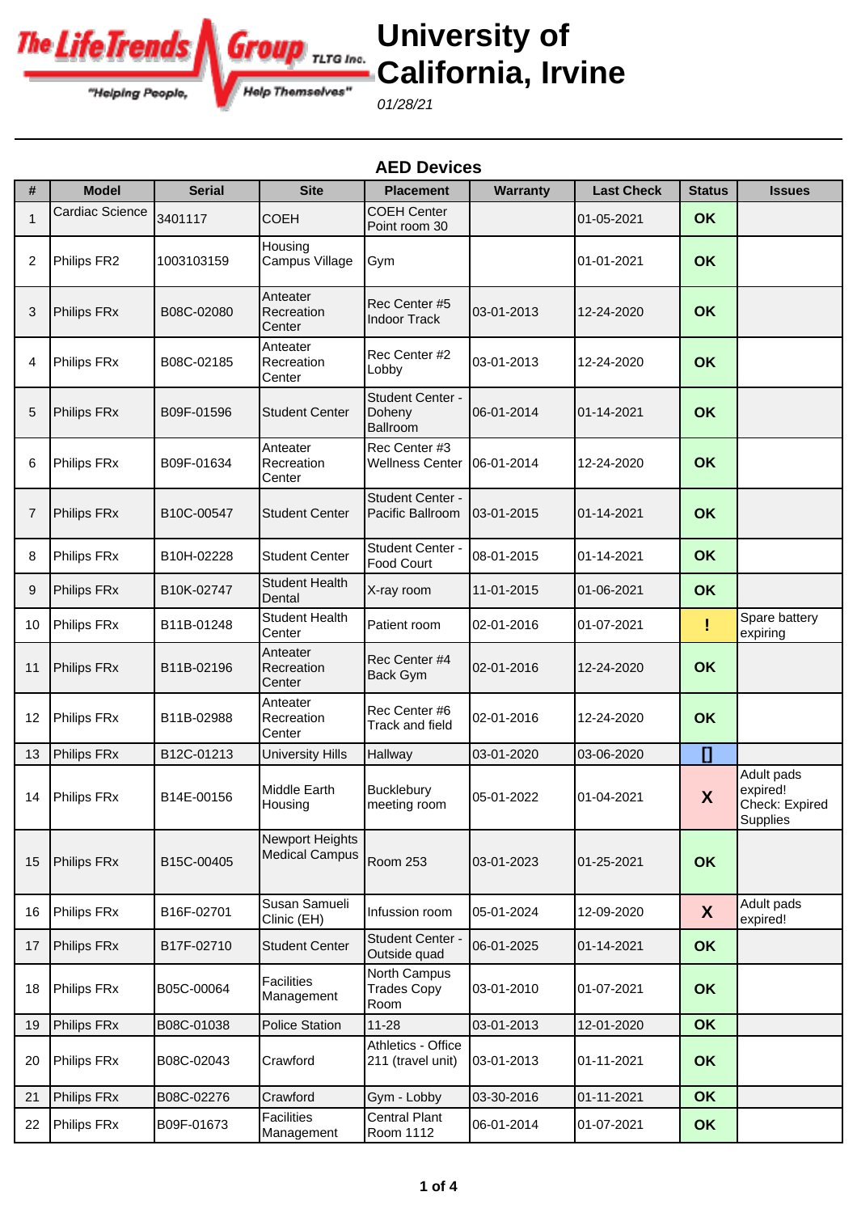The LifeTrends Group TLTG Inc.

"Helping People, Help Themselves"

# University of California, Irvine

*01/28/21*

## AED Devices

| # | Model | Serial | Site | Placement | Warranty | Last Check | Status | Issues |
|---|---|---|---|---|---|---|---|---|
| 1 | Cardiac Science | 3401117 | COEH | COEH Center Point room 30 | | 01-05-2021 | OK | |
| 2 | Philips FR2 | 1003103159 | Housing Campus Village | Gym | | 01-01-2021 | OK | |
| 3 | Philips FRx | B08C-02080 | Anteater Recreation Center | Rec Center #5 Indoor Track | 03-01-2013 | 12-24-2020 | OK | |
| 4 | Philips FRx | B08C-02185 | Anteater Recreation Center | Rec Center #2 Lobby | 03-01-2013 | 12-24-2020 | OK | |
| 5 | Philips FRx | B09F-01596 | Student Center | Student Center - Doheny Ballroom | 06-01-2014 | 01-14-2021 | OK | |
| 6 | Philips FRx | B09F-01634 | Anteater Recreation Center | Rec Center #3 Wellness Center | 06-01-2014 | 12-24-2020 | OK | |
| 7 | Philips FRx | B10C-00547 | Student Center | Student Center - Pacific Ballroom | 03-01-2015 | 01-14-2021 | OK | |
| 8 | Philips FRx | B10H-02228 | Student Center | Student Center - Food Court | 08-01-2015 | 01-14-2021 | OK | |
| 9 | Philips FRx | B10K-02747 | Student Health Dental | X-ray room | 11-01-2015 | 01-06-2021 | OK | |
| 10 | Philips FRx | B11B-01248 | Student Health Center | Patient room | 02-01-2016 | 01-07-2021 | ! | Spare battery expiring |
| 11 | Philips FRx | B11B-02196 | Anteater Recreation Center | Rec Center #4 Back Gym | 02-01-2016 | 12-24-2020 | OK | |
| 12 | Philips FRx | B11B-02988 | Anteater Recreation Center | Rec Center #6 Track and field | 02-01-2016 | 12-24-2020 | OK | |
| 13 | Philips FRx | B12C-01213 | University Hills | Hallway | 03-01-2020 | 03-06-2020 | [] | |
| 14 | Philips FRx | B14E-00156 | Middle Earth Housing | Bucklebury meeting room | 05-01-2022 | 01-04-2021 | X | Adult pads expired! Check: Expired Supplies |
| 15 | Philips FRx | B15C-00405 | Newport Heights Medical Campus | Room 253 | 03-01-2023 | 01-25-2021 | OK | |
| 16 | Philips FRx | B16F-02701 | Susan Samueli Clinic (EH) | Infussion room | 05-01-2024 | 12-09-2020 | X | Adult pads expired! |
| 17 | Philips FRx | B17F-02710 | Student Center | Student Center - Outside quad | 06-01-2025 | 01-14-2021 | OK | |
| 18 | Philips FRx | B05C-00064 | Facilities Management | North Campus Trades Copy Room | 03-01-2010 | 01-07-2021 | OK | |
| 19 | Philips FRx | B08C-01038 | Police Station | 11-28 | 03-01-2013 | 12-01-2020 | OK | |
| 20 | Philips FRx | B08C-02043 | Crawford | Athletics - Office 211 (travel unit) | 03-01-2013 | 01-11-2021 | OK | |
| 21 | Philips FRx | B08C-02276 | Crawford | Gym - Lobby | 03-30-2016 | 01-11-2021 | OK | |
| 22 | Philips FRx | B09F-01673 | Facilities Management | Central Plant Room 1112 | 06-01-2014 | 01-07-2021 | OK | |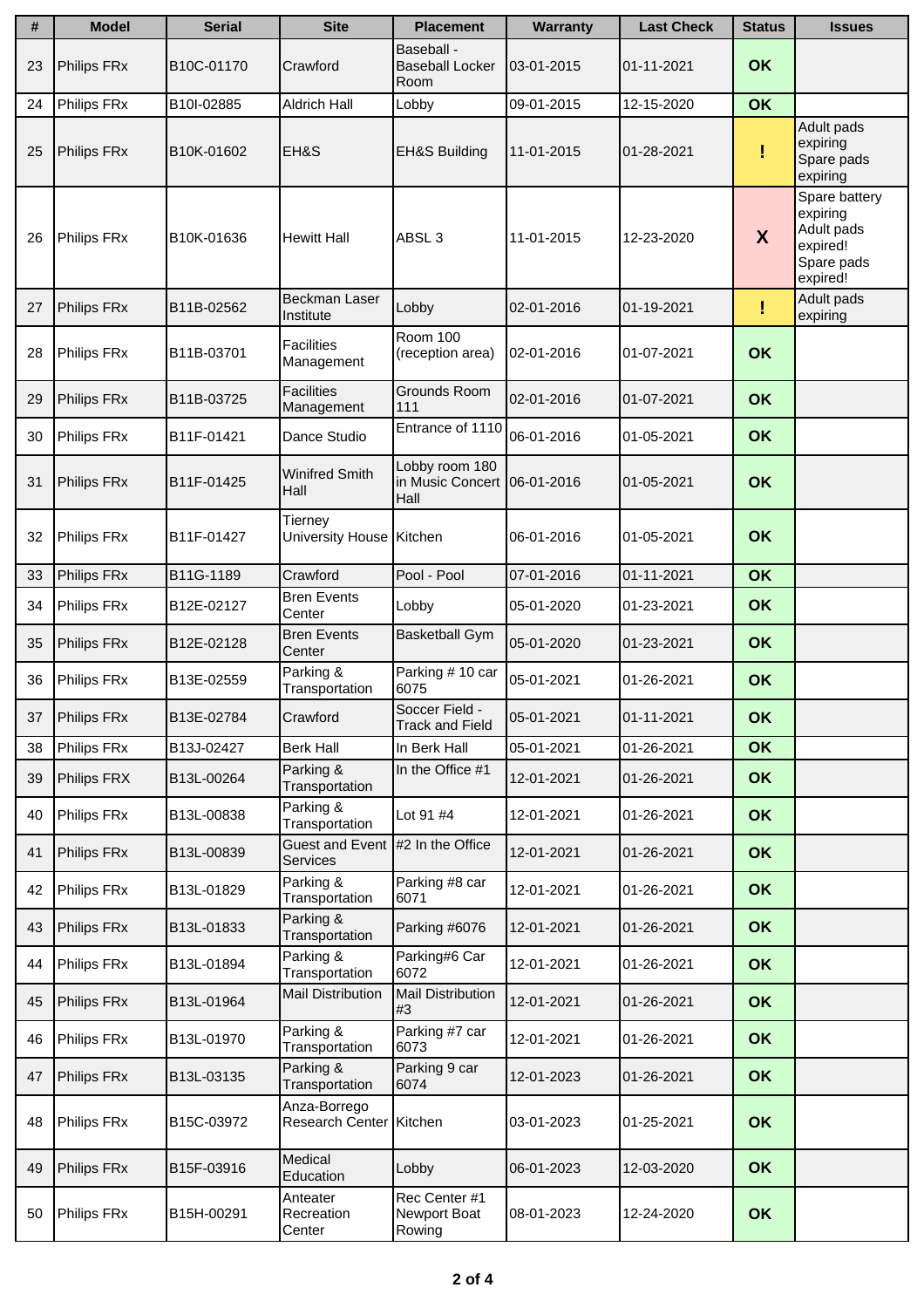| # | Model | Serial | Site | Placement | Warranty | Last Check | Status | Issues |
|---|---|---|---|---|---|---|---|---|
| 23 | Philips FRx | B10C-01170 | Crawford | Baseball - Baseball Locker Room | 03-01-2015 | 01-11-2021 | OK | |
| 24 | Philips FRx | B10I-02885 | Aldrich Hall | Lobby | 09-01-2015 | 12-15-2020 | OK | |
| 25 | Philips FRx | B10K-01602 | EH&S | EH&S Building | 11-01-2015 | 01-28-2021 | ! | Adult pads expiring Spare pads expiring |
| 26 | Philips FRx | B10K-01636 | Hewitt Hall | ABSL 3 | 11-01-2015 | 12-23-2020 | X | Spare battery expiring Adult pads expired! Spare pads expired! |
| 27 | Philips FRx | B11B-02562 | Beckman Laser Institute | Lobby | 02-01-2016 | 01-19-2021 | ! | Adult pads expiring |
| 28 | Philips FRx | B11B-03701 | Facilities Management | Room 100 (reception area) | 02-01-2016 | 01-07-2021 | OK | |
| 29 | Philips FRx | B11B-03725 | Facilities Management | Grounds Room 111 | 02-01-2016 | 01-07-2021 | OK | |
| 30 | Philips FRx | B11F-01421 | Dance Studio | Entrance of 1110 | 06-01-2016 | 01-05-2021 | OK | |
| 31 | Philips FRx | B11F-01425 | Winifred Smith Hall | Lobby room 180 in Music Concert Hall | 06-01-2016 | 01-05-2021 | OK | |
| 32 | Philips FRx | B11F-01427 | Tierney University House | Kitchen | 06-01-2016 | 01-05-2021 | OK | |
| 33 | Philips FRx | B11G-1189 | Crawford | Pool - Pool | 07-01-2016 | 01-11-2021 | OK | |
| 34 | Philips FRx | B12E-02127 | Bren Events Center | Lobby | 05-01-2020 | 01-23-2021 | OK | |
| 35 | Philips FRx | B12E-02128 | Bren Events Center | Basketball Gym | 05-01-2020 | 01-23-2021 | OK | |
| 36 | Philips FRx | B13E-02559 | Parking & Transportation | Parking # 10 car 6075 | 05-01-2021 | 01-26-2021 | OK | |
| 37 | Philips FRx | B13E-02784 | Crawford | Soccer Field - Track and Field | 05-01-2021 | 01-11-2021 | OK | |
| 38 | Philips FRx | B13J-02427 | Berk Hall | In Berk Hall | 05-01-2021 | 01-26-2021 | OK | |
| 39 | Philips FRX | B13L-00264 | Parking & Transportation | In the Office #1 | 12-01-2021 | 01-26-2021 | OK | |
| 40 | Philips FRx | B13L-00838 | Parking & Transportation | Lot 91 #4 | 12-01-2021 | 01-26-2021 | OK | |
| 41 | Philips FRx | B13L-00839 | Guest and Event Services | #2 In the Office | 12-01-2021 | 01-26-2021 | OK | |
| 42 | Philips FRx | B13L-01829 | Parking & Transportation | Parking #8 car 6071 | 12-01-2021 | 01-26-2021 | OK | |
| 43 | Philips FRx | B13L-01833 | Parking & Transportation | Parking #6076 | 12-01-2021 | 01-26-2021 | OK | |
| 44 | Philips FRx | B13L-01894 | Parking & Transportation | Parking#6 Car 6072 | 12-01-2021 | 01-26-2021 | OK | |
| 45 | Philips FRx | B13L-01964 | Mail Distribution | Mail Distribution #3 | 12-01-2021 | 01-26-2021 | OK | |
| 46 | Philips FRx | B13L-01970 | Parking & Transportation | Parking #7 car 6073 | 12-01-2021 | 01-26-2021 | OK | |
| 47 | Philips FRx | B13L-03135 | Parking & Transportation | Parking 9 car 6074 | 12-01-2023 | 01-26-2021 | OK | |
| 48 | Philips FRx | B15C-03972 | Anza-Borrego Research Center | Kitchen | 03-01-2023 | 01-25-2021 | OK | |
| 49 | Philips FRx | B15F-03916 | Medical Education | Lobby | 06-01-2023 | 12-03-2020 | OK | |
| 50 | Philips FRx | B15H-00291 | Anteater Recreation Center | Rec Center #1 Newport Boat Rowing | 08-01-2023 | 12-24-2020 | OK | |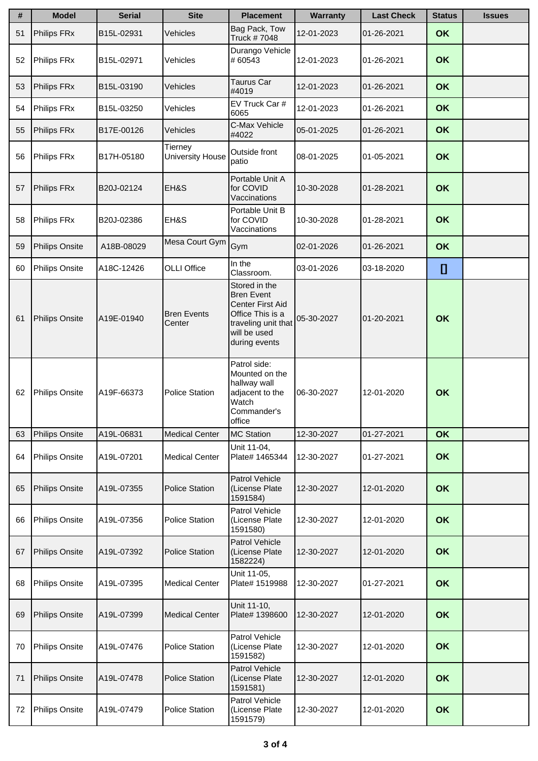| # | Model | Serial | Site | Placement | Warranty | Last Check | Status | Issues |
|---|---|---|---|---|---|---|---|---|
| 51 | Philips FRx | B15L-02931 | Vehicles | Bag Pack, Tow Truck # 7048 | 12-01-2023 | 01-26-2021 | OK | |
| 52 | Philips FRx | B15L-02971 | Vehicles | Durango Vehicle # 60543 | 12-01-2023 | 01-26-2021 | OK | |
| 53 | Philips FRx | B15L-03190 | Vehicles | Taurus Car #4019 | 12-01-2023 | 01-26-2021 | OK | |
| 54 | Philips FRx | B15L-03250 | Vehicles | EV Truck Car # 6065 | 12-01-2023 | 01-26-2021 | OK | |
| 55 | Philips FRx | B17E-00126 | Vehicles | C-Max Vehicle #4022 | 05-01-2025 | 01-26-2021 | OK | |
| 56 | Philips FRx | B17H-05180 | Tierney University House | Outside front patio | 08-01-2025 | 01-05-2021 | OK | |
| 57 | Philips FRx | B20J-02124 | EH&S | Portable Unit A for COVID Vaccinations | 10-30-2028 | 01-28-2021 | OK | |
| 58 | Philips FRx | B20J-02386 | EH&S | Portable Unit B for COVID Vaccinations | 10-30-2028 | 01-28-2021 | OK | |
| 59 | Philips Onsite | A18B-08029 | Mesa Court Gym | Gym | 02-01-2026 | 01-26-2021 | OK | |
| 60 | Philips Onsite | A18C-12426 | OLLI Office | In the Classroom. | 03-01-2026 | 03-18-2020 | [] | |
| 61 | Philips Onsite | A19E-01940 | Bren Events Center | Stored in the Bren Event Center First Aid Office This is a traveling unit that will be used during events | 05-30-2027 | 01-20-2021 | OK | |
| 62 | Philips Onsite | A19F-66373 | Police Station | Patrol side: Mounted on the hallway wall adjacent to the Watch Commander's office | 06-30-2027 | 12-01-2020 | OK | |
| 63 | Philips Onsite | A19L-06831 | Medical Center | MC Station | 12-30-2027 | 01-27-2021 | OK | |
| 64 | Philips Onsite | A19L-07201 | Medical Center | Unit 11-04, Plate# 1465344 | 12-30-2027 | 01-27-2021 | OK | |
| 65 | Philips Onsite | A19L-07355 | Police Station | Patrol Vehicle (License Plate 1591584) | 12-30-2027 | 12-01-2020 | OK | |
| 66 | Philips Onsite | A19L-07356 | Police Station | Patrol Vehicle (License Plate 1591580) | 12-30-2027 | 12-01-2020 | OK | |
| 67 | Philips Onsite | A19L-07392 | Police Station | Patrol Vehicle (License Plate 1582224) | 12-30-2027 | 12-01-2020 | OK | |
| 68 | Philips Onsite | A19L-07395 | Medical Center | Unit 11-05, Plate# 1519988 | 12-30-2027 | 01-27-2021 | OK | |
| 69 | Philips Onsite | A19L-07399 | Medical Center | Unit 11-10, Plate# 1398600 | 12-30-2027 | 12-01-2020 | OK | |
| 70 | Philips Onsite | A19L-07476 | Police Station | Patrol Vehicle (License Plate 1591582) | 12-30-2027 | 12-01-2020 | OK | |
| 71 | Philips Onsite | A19L-07478 | Police Station | Patrol Vehicle (License Plate 1591581) | 12-30-2027 | 12-01-2020 | OK | |
| 72 | Philips Onsite | A19L-07479 | Police Station | Patrol Vehicle (License Plate 1591579) | 12-30-2027 | 12-01-2020 | OK | |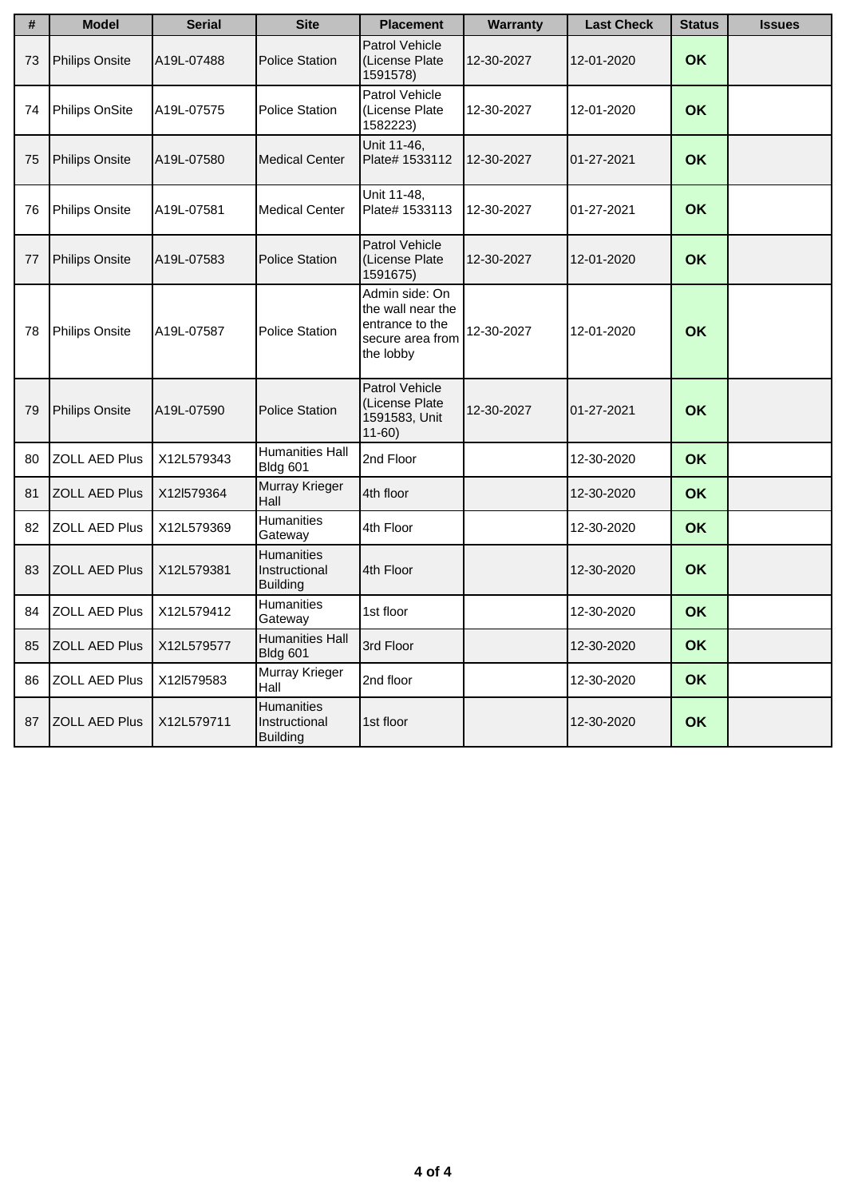| # | Model | Serial | Site | Placement | Warranty | Last Check | Status | Issues |
|---|---|---|---|---|---|---|---|---|
| 73 | Philips Onsite | A19L-07488 | Police Station | Patrol Vehicle (License Plate 1591578) | 12-30-2027 | 12-01-2020 | OK | |
| 74 | Philips OnSite | A19L-07575 | Police Station | Patrol Vehicle (License Plate 1582223) | 12-30-2027 | 12-01-2020 | OK | |
| 75 | Philips Onsite | A19L-07580 | Medical Center | Unit 11-46, Plate# 1533112 | 12-30-2027 | 01-27-2021 | OK | |
| 76 | Philips Onsite | A19L-07581 | Medical Center | Unit 11-48, Plate# 1533113 | 12-30-2027 | 01-27-2021 | OK | |
| 77 | Philips Onsite | A19L-07583 | Police Station | Patrol Vehicle (License Plate 1591675) | 12-30-2027 | 12-01-2020 | OK | |
| 78 | Philips Onsite | A19L-07587 | Police Station | Admin side: On the wall near the entrance to the secure area from the lobby | 12-30-2027 | 12-01-2020 | OK | |
| 79 | Philips Onsite | A19L-07590 | Police Station | Patrol Vehicle (License Plate 1591583, Unit 11-60) | 12-30-2027 | 01-27-2021 | OK | |
| 80 | ZOLL AED Plus | X12L579343 | Humanities Hall Bldg 601 | 2nd Floor | | 12-30-2020 | OK | |
| 81 | ZOLL AED Plus | X12l579364 | Murray Krieger Hall | 4th floor | | 12-30-2020 | OK | |
| 82 | ZOLL AED Plus | X12L579369 | Humanities Gateway | 4th Floor | | 12-30-2020 | OK | |
| 83 | ZOLL AED Plus | X12L579381 | Humanities Instructional Building | 4th Floor | | 12-30-2020 | OK | |
| 84 | ZOLL AED Plus | X12L579412 | Humanities Gateway | 1st floor | | 12-30-2020 | OK | |
| 85 | ZOLL AED Plus | X12L579577 | Humanities Hall Bldg 601 | 3rd Floor | | 12-30-2020 | OK | |
| 86 | ZOLL AED Plus | X12l579583 | Murray Krieger Hall | 2nd floor | | 12-30-2020 | OK | |
| 87 | ZOLL AED Plus | X12L579711 | Humanities Instructional Building | 1st floor | | 12-30-2020 | OK | |